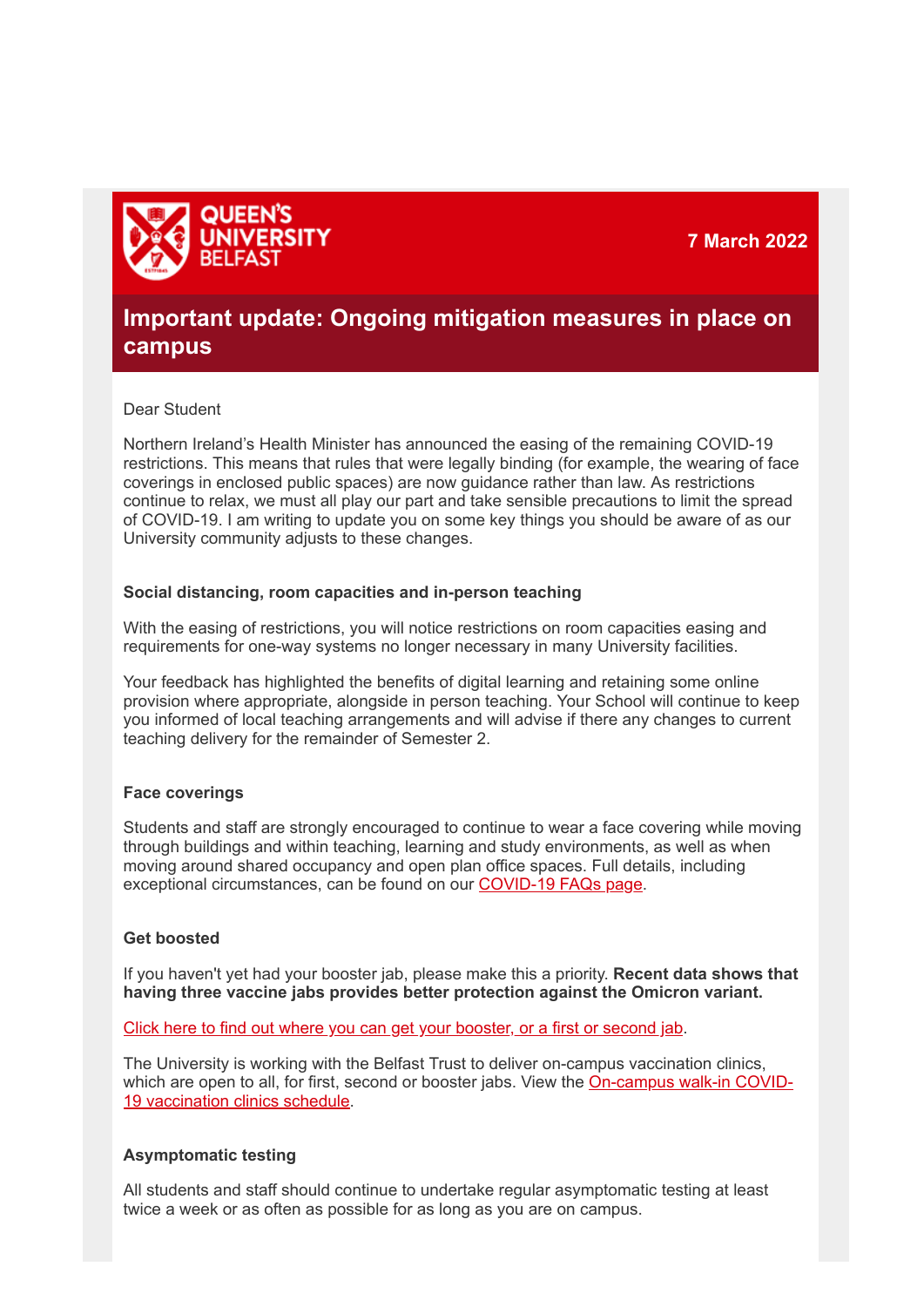QUEEN'S UNIVERSITY BELFAST

7 March 2022

# Important update: Ongoing mitigation measures in place on campus

Dear Student

Northern Ireland's Health Minister has announced the easing of the remaining COVID-19 restrictions. This means that rules that were legally binding (for example, the wearing of face coverings in enclosed public spaces) are now guidance rather than law. As restrictions continue to relax, we must all play our part and take sensible precautions to limit the spread of COVID-19. I am writing to update you on some key things you should be aware of as our University community adjusts to these changes.

**Social distancing, room capacities and in-person teaching**

With the easing of restrictions, you will notice restrictions on room capacities easing and requirements for one-way systems no longer necessary in many University facilities.

Your feedback has highlighted the benefits of digital learning and retaining some online provision where appropriate, alongside in person teaching. Your School will continue to keep you informed of local teaching arrangements and will advise if there any changes to current teaching delivery for the remainder of Semester 2.

**Face coverings**

Students and staff are strongly encouraged to continue to wear a face covering while moving through buildings and within teaching, learning and study environments, as well as when moving around shared occupancy and open plan office spaces. Full details, including exceptional circumstances, can be found on our COVID-19 FAQs page.

**Get boosted**

If you haven't yet had your booster jab, please make this a priority. **Recent data shows that having three vaccine jabs provides better protection against the Omicron variant.**

Click here to find out where you can get your booster, or a first or second jab.

The University is working with the Belfast Trust to deliver on-campus vaccination clinics, which are open to all, for first, second or booster jabs. View the On-campus walk-in COVID-19 vaccination clinics schedule.

**Asymptomatic testing**

All students and staff should continue to undertake regular asymptomatic testing at least twice a week or as often as possible for as long as you are on campus.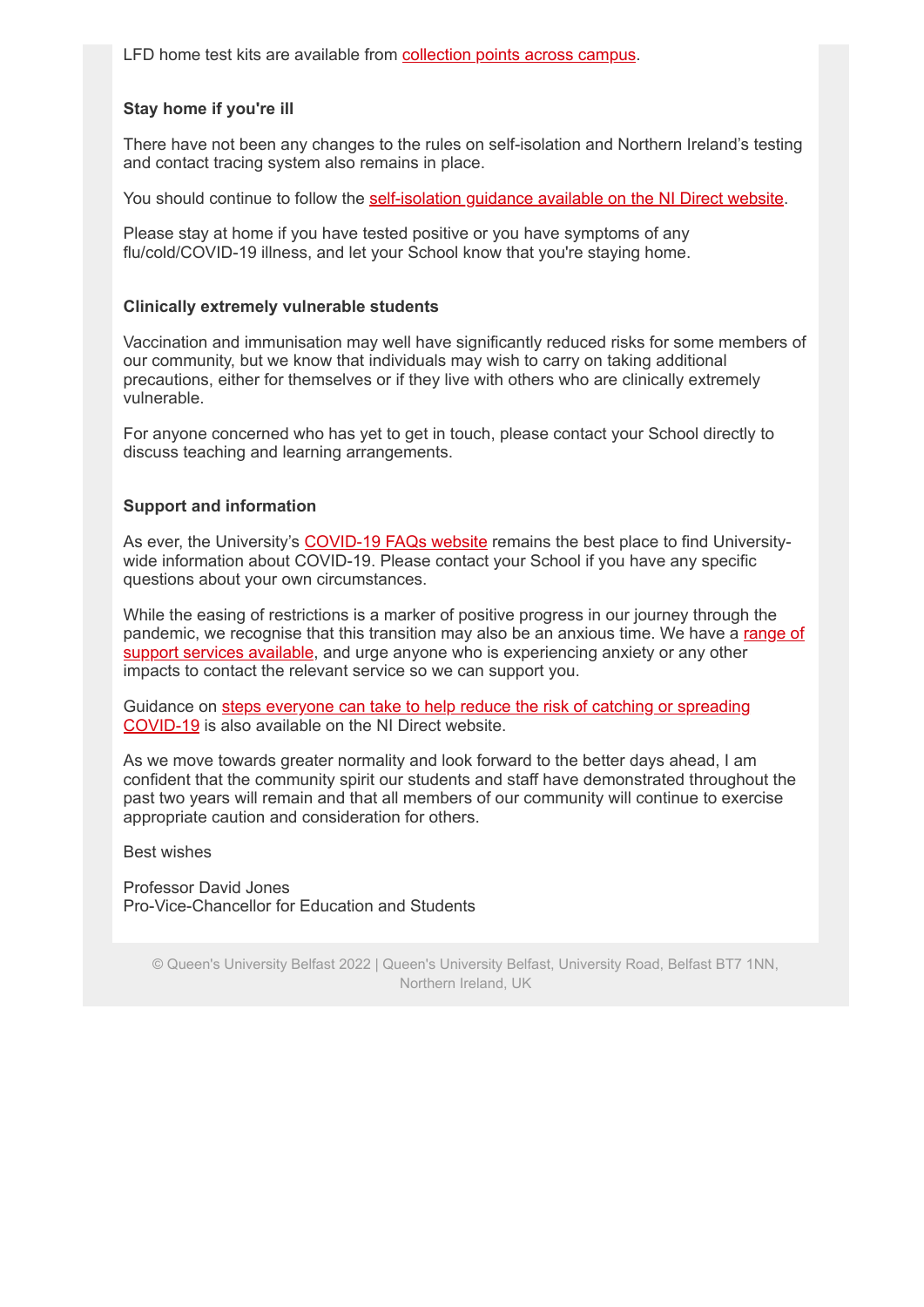LFD home test kits are available from collection points across campus.

**Stay home if you're ill**

There have not been any changes to the rules on self-isolation and Northern Ireland's testing and contact tracing system also remains in place.

You should continue to follow the self-isolation guidance available on the NI Direct website.

Please stay at home if you have tested positive or you have symptoms of any flu/cold/COVID-19 illness, and let your School know that you're staying home.

**Clinically extremely vulnerable students**

Vaccination and immunisation may well have significantly reduced risks for some members of our community, but we know that individuals may wish to carry on taking additional precautions, either for themselves or if they live with others who are clinically extremely vulnerable.

For anyone concerned who has yet to get in touch, please contact your School directly to discuss teaching and learning arrangements.

**Support and information**

As ever, the University's COVID-19 FAQs website remains the best place to find University-wide information about COVID-19. Please contact your School if you have any specific questions about your own circumstances.

While the easing of restrictions is a marker of positive progress in our journey through the pandemic, we recognise that this transition may also be an anxious time. We have a range of support services available, and urge anyone who is experiencing anxiety or any other impacts to contact the relevant service so we can support you.

Guidance on steps everyone can take to help reduce the risk of catching or spreading COVID-19 is also available on the NI Direct website.

As we move towards greater normality and look forward to the better days ahead, I am confident that the community spirit our students and staff have demonstrated throughout the past two years will remain and that all members of our community will continue to exercise appropriate caution and consideration for others.

Best wishes

Professor David Jones
Pro-Vice-Chancellor for Education and Students

© Queen's University Belfast 2022 | Queen's University Belfast, University Road, Belfast BT7 1NN, Northern Ireland, UK